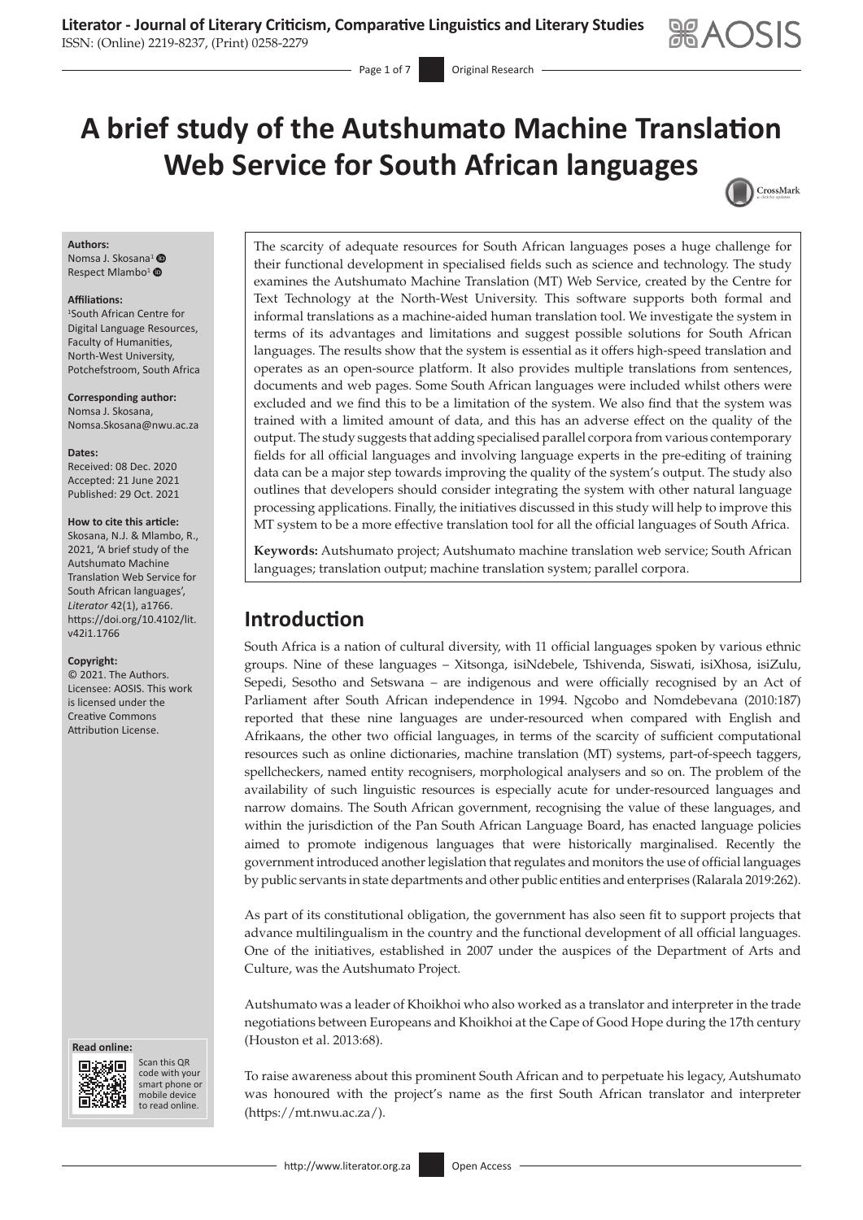# A brief study of the Autshumato Machine Translation Web Service for South African languages

**Authors:**
Nomsa J. Skosana[1]
Respect Mlambo[1]

**Affiliations:**
[1]South African Centre for Digital Language Resources, Faculty of Humanities, North-West University, Potchefstroom, South Africa

**Corresponding author:**
Nomsa J. Skosana,
Nomsa.Skosana@nwu.ac.za

**Dates:**
Received: 08 Dec. 2020
Accepted: 21 June 2021
Published: 29 Oct. 2021

**How to cite this article:**
Skosana, N.J. & Mlambo, R., 2021, 'A brief study of the Autshumato Machine Translation Web Service for South African languages', *Literator* 42(1), a1766. https://doi.org/10.4102/lit.v42i1.1766

**Copyright:**
© 2021. The Authors. Licensee: AOSIS. This work is licensed under the Creative Commons Attribution License.

The scarcity of adequate resources for South African languages poses a huge challenge for their functional development in specialised fields such as science and technology. The study examines the Autshumato Machine Translation (MT) Web Service, created by the Centre for Text Technology at the North-West University. This software supports both formal and informal translations as a machine-aided human translation tool. We investigate the system in terms of its advantages and limitations and suggest possible solutions for South African languages. The results show that the system is essential as it offers high-speed translation and operates as an open-source platform. It also provides multiple translations from sentences, documents and web pages. Some South African languages were included whilst others were excluded and we find this to be a limitation of the system. We also find that the system was trained with a limited amount of data, and this has an adverse effect on the quality of the output. The study suggests that adding specialised parallel corpora from various contemporary fields for all official languages and involving language experts in the pre-editing of training data can be a major step towards improving the quality of the system's output. The study also outlines that developers should consider integrating the system with other natural language processing applications. Finally, the initiatives discussed in this study will help to improve this MT system to be a more effective translation tool for all the official languages of South Africa.

**Keywords:** Autshumato project; Autshumato machine translation web service; South African languages; translation output; machine translation system; parallel corpora.

## Introduction

South Africa is a nation of cultural diversity, with 11 official languages spoken by various ethnic groups. Nine of these languages – Xitsonga, isiNdebele, Tshivenda, Siswati, isiXhosa, isiZulu, Sepedi, Sesotho and Setswana – are indigenous and were officially recognised by an Act of Parliament after South African independence in 1994. Ngcobo and Nomdebevana (2010:187) reported that these nine languages are under-resourced when compared with English and Afrikaans, the other two official languages, in terms of the scarcity of sufficient computational resources such as online dictionaries, machine translation (MT) systems, part-of-speech taggers, spellcheckers, named entity recognisers, morphological analysers and so on. The problem of the availability of such linguistic resources is especially acute for under-resourced languages and narrow domains. The South African government, recognising the value of these languages, and within the jurisdiction of the Pan South African Language Board, has enacted language policies aimed to promote indigenous languages that were historically marginalised. Recently the government introduced another legislation that regulates and monitors the use of official languages by public servants in state departments and other public entities and enterprises (Ralarala 2019:262).

As part of its constitutional obligation, the government has also seen fit to support projects that advance multilingualism in the country and the functional development of all official languages. One of the initiatives, established in 2007 under the auspices of the Department of Arts and Culture, was the Autshumato Project.

Autshumato was a leader of Khoikhoi who also worked as a translator and interpreter in the trade negotiations between Europeans and Khoikhoi at the Cape of Good Hope during the 17th century (Houston et al. 2013:68).

To raise awareness about this prominent South African and to perpetuate his legacy, Autshumato was honoured with the project's name as the first South African translator and interpreter (https://mt.nwu.ac.za/).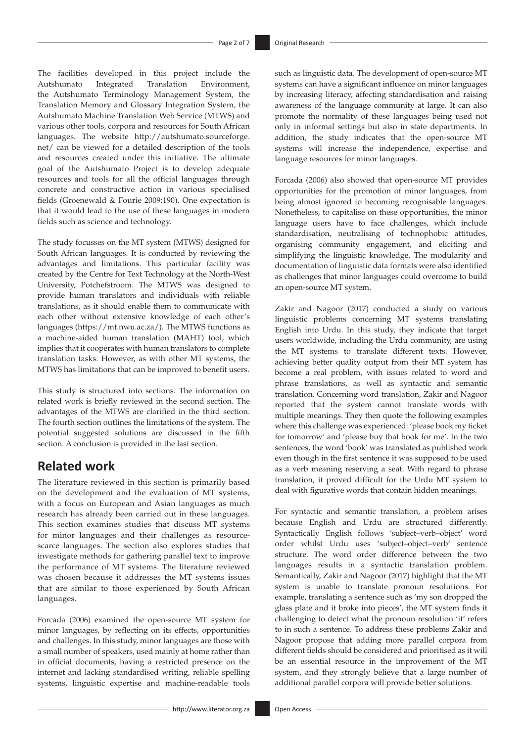The facilities developed in this project include the Autshumato Integrated Translation Environment, the Autshumato Terminology Management System, the Translation Memory and Glossary Integration System, the Autshumato Machine Translation Web Service (MTWS) and various other tools, corpora and resources for South African languages. The website http://autshumato.sourceforge.net/ can be viewed for a detailed description of the tools and resources created under this initiative. The ultimate goal of the Autshumato Project is to develop adequate resources and tools for all the official languages through concrete and constructive action in various specialised fields (Groenewald & Fourie 2009:190). One expectation is that it would lead to the use of these languages in modern fields such as science and technology.

The study focusses on the MT system (MTWS) designed for South African languages. It is conducted by reviewing the advantages and limitations. This particular facility was created by the Centre for Text Technology at the North-West University, Potchefstroom. The MTWS was designed to provide human translators and individuals with reliable translations, as it should enable them to communicate with each other without extensive knowledge of each other's languages (https://mt.nwu.ac.za/). The MTWS functions as a machine-aided human translation (MAHT) tool, which implies that it cooperates with human translators to complete translation tasks. However, as with other MT systems, the MTWS has limitations that can be improved to benefit users.

This study is structured into sections. The information on related work is briefly reviewed in the second section. The advantages of the MTWS are clarified in the third section. The fourth section outlines the limitations of the system. The potential suggested solutions are discussed in the fifth section. A conclusion is provided in the last section.

## Related work

The literature reviewed in this section is primarily based on the development and the evaluation of MT systems, with a focus on European and Asian languages as much research has already been carried out in these languages. This section examines studies that discuss MT systems for minor languages and their challenges as resource-scarce languages. The section also explores studies that investigate methods for gathering parallel text to improve the performance of MT systems. The literature reviewed was chosen because it addresses the MT systems issues that are similar to those experienced by South African languages.

Forcada (2006) examined the open-source MT system for minor languages, by reflecting on its effects, opportunities and challenges. In this study, minor languages are those with a small number of speakers, used mainly at home rather than in official documents, having a restricted presence on the internet and lacking standardised writing, reliable spelling systems, linguistic expertise and machine-readable tools such as linguistic data. The development of open-source MT systems can have a significant influence on minor languages by increasing literacy, affecting standardisation and raising awareness of the language community at large. It can also promote the normality of these languages being used not only in informal settings but also in state departments. In addition, the study indicates that the open-source MT systems will increase the independence, expertise and language resources for minor languages.

Forcada (2006) also showed that open-source MT provides opportunities for the promotion of minor languages, from being almost ignored to becoming recognisable languages. Nonetheless, to capitalise on these opportunities, the minor language users have to face challenges, which include standardisation, neutralising of technophobic attitudes, organising community engagement, and eliciting and simplifying the linguistic knowledge. The modularity and documentation of linguistic data formats were also identified as challenges that minor languages could overcome to build an open-source MT system.

Zakir and Nagoor (2017) conducted a study on various linguistic problems concerning MT systems translating English into Urdu. In this study, they indicate that target users worldwide, including the Urdu community, are using the MT systems to translate different texts. However, achieving better quality output from their MT system has become a real problem, with issues related to word and phrase translations, as well as syntactic and semantic translation. Concerning word translation, Zakir and Nagoor reported that the system cannot translate words with multiple meanings. They then quote the following examples where this challenge was experienced: 'please book my ticket for tomorrow' and 'please buy that book for me'. In the two sentences, the word 'book' was translated as published work even though in the first sentence it was supposed to be used as a verb meaning reserving a seat. With regard to phrase translation, it proved difficult for the Urdu MT system to deal with figurative words that contain hidden meanings.

For syntactic and semantic translation, a problem arises because English and Urdu are structured differently. Syntactically English follows 'subject–verb–object' word order whilst Urdu uses 'subject–object–verb' sentence structure. The word order difference between the two languages results in a syntactic translation problem. Semantically, Zakir and Nagoor (2017) highlight that the MT system is unable to translate pronoun resolutions. For example, translating a sentence such as 'my son dropped the glass plate and it broke into pieces', the MT system finds it challenging to detect what the pronoun resolution 'it' refers to in such a sentence. To address these problems Zakir and Nagoor propose that adding more parallel corpora from different fields should be considered and prioritised as it will be an essential resource in the improvement of the MT system, and they strongly believe that a large number of additional parallel corpora will provide better solutions.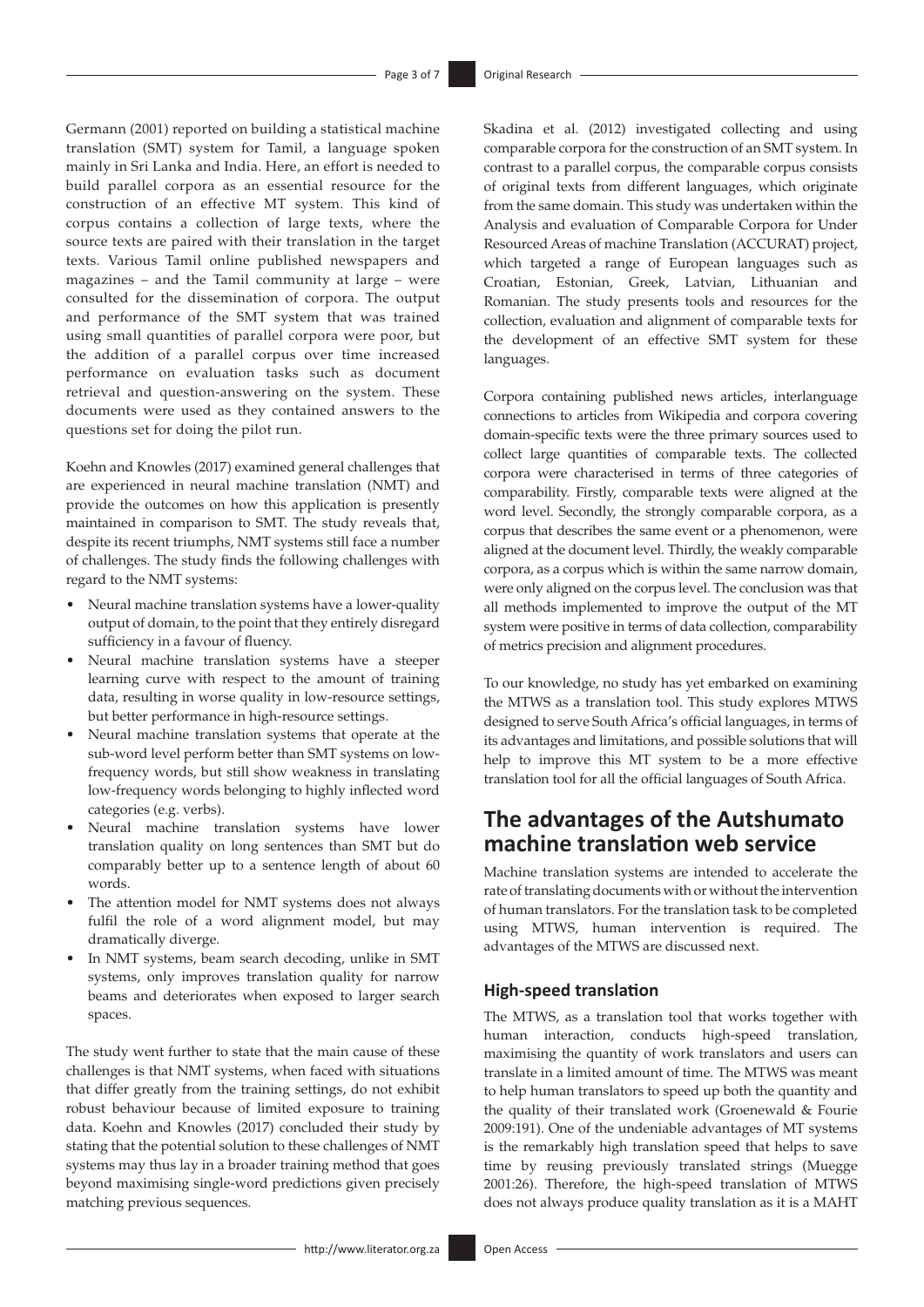Germann (2001) reported on building a statistical machine translation (SMT) system for Tamil, a language spoken mainly in Sri Lanka and India. Here, an effort is needed to build parallel corpora as an essential resource for the construction of an effective MT system. This kind of corpus contains a collection of large texts, where the source texts are paired with their translation in the target texts. Various Tamil online published newspapers and magazines – and the Tamil community at large – were consulted for the dissemination of corpora. The output and performance of the SMT system that was trained using small quantities of parallel corpora were poor, but the addition of a parallel corpus over time increased performance on evaluation tasks such as document retrieval and question-answering on the system. These documents were used as they contained answers to the questions set for doing the pilot run.

Koehn and Knowles (2017) examined general challenges that are experienced in neural machine translation (NMT) and provide the outcomes on how this application is presently maintained in comparison to SMT. The study reveals that, despite its recent triumphs, NMT systems still face a number of challenges. The study finds the following challenges with regard to the NMT systems:

- Neural machine translation systems have a lower-quality output of domain, to the point that they entirely disregard sufficiency in a favour of fluency.
- Neural machine translation systems have a steeper learning curve with respect to the amount of training data, resulting in worse quality in low-resource settings, but better performance in high-resource settings.
- Neural machine translation systems that operate at the sub-word level perform better than SMT systems on low-frequency words, but still show weakness in translating low-frequency words belonging to highly inflected word categories (e.g. verbs).
- Neural machine translation systems have lower translation quality on long sentences than SMT but do comparably better up to a sentence length of about 60 words.
- The attention model for NMT systems does not always fulfil the role of a word alignment model, but may dramatically diverge.
- In NMT systems, beam search decoding, unlike in SMT systems, only improves translation quality for narrow beams and deteriorates when exposed to larger search spaces.

The study went further to state that the main cause of these challenges is that NMT systems, when faced with situations that differ greatly from the training settings, do not exhibit robust behaviour because of limited exposure to training data. Koehn and Knowles (2017) concluded their study by stating that the potential solution to these challenges of NMT systems may thus lay in a broader training method that goes beyond maximising single-word predictions given precisely matching previous sequences.

Skadina et al. (2012) investigated collecting and using comparable corpora for the construction of an SMT system. In contrast to a parallel corpus, the comparable corpus consists of original texts from different languages, which originate from the same domain. This study was undertaken within the Analysis and evaluation of Comparable Corpora for Under Resourced Areas of machine Translation (ACCURAT) project, which targeted a range of European languages such as Croatian, Estonian, Greek, Latvian, Lithuanian and Romanian. The study presents tools and resources for the collection, evaluation and alignment of comparable texts for the development of an effective SMT system for these languages.

Corpora containing published news articles, interlanguage connections to articles from Wikipedia and corpora covering domain-specific texts were the three primary sources used to collect large quantities of comparable texts. The collected corpora were characterised in terms of three categories of comparability. Firstly, comparable texts were aligned at the word level. Secondly, the strongly comparable corpora, as a corpus that describes the same event or a phenomenon, were aligned at the document level. Thirdly, the weakly comparable corpora, as a corpus which is within the same narrow domain, were only aligned on the corpus level. The conclusion was that all methods implemented to improve the output of the MT system were positive in terms of data collection, comparability of metrics precision and alignment procedures.

To our knowledge, no study has yet embarked on examining the MTWS as a translation tool. This study explores MTWS designed to serve South Africa's official languages, in terms of its advantages and limitations, and possible solutions that will help to improve this MT system to be a more effective translation tool for all the official languages of South Africa.

## The advantages of the Autshumato machine translation web service

Machine translation systems are intended to accelerate the rate of translating documents with or without the intervention of human translators. For the translation task to be completed using MTWS, human intervention is required. The advantages of the MTWS are discussed next.

### High-speed translation

The MTWS, as a translation tool that works together with human interaction, conducts high-speed translation, maximising the quantity of work translators and users can translate in a limited amount of time. The MTWS was meant to help human translators to speed up both the quantity and the quality of their translated work (Groenewald & Fourie 2009:191). One of the undeniable advantages of MT systems is the remarkably high translation speed that helps to save time by reusing previously translated strings (Muegge 2001:26). Therefore, the high-speed translation of MTWS does not always produce quality translation as it is a MAHT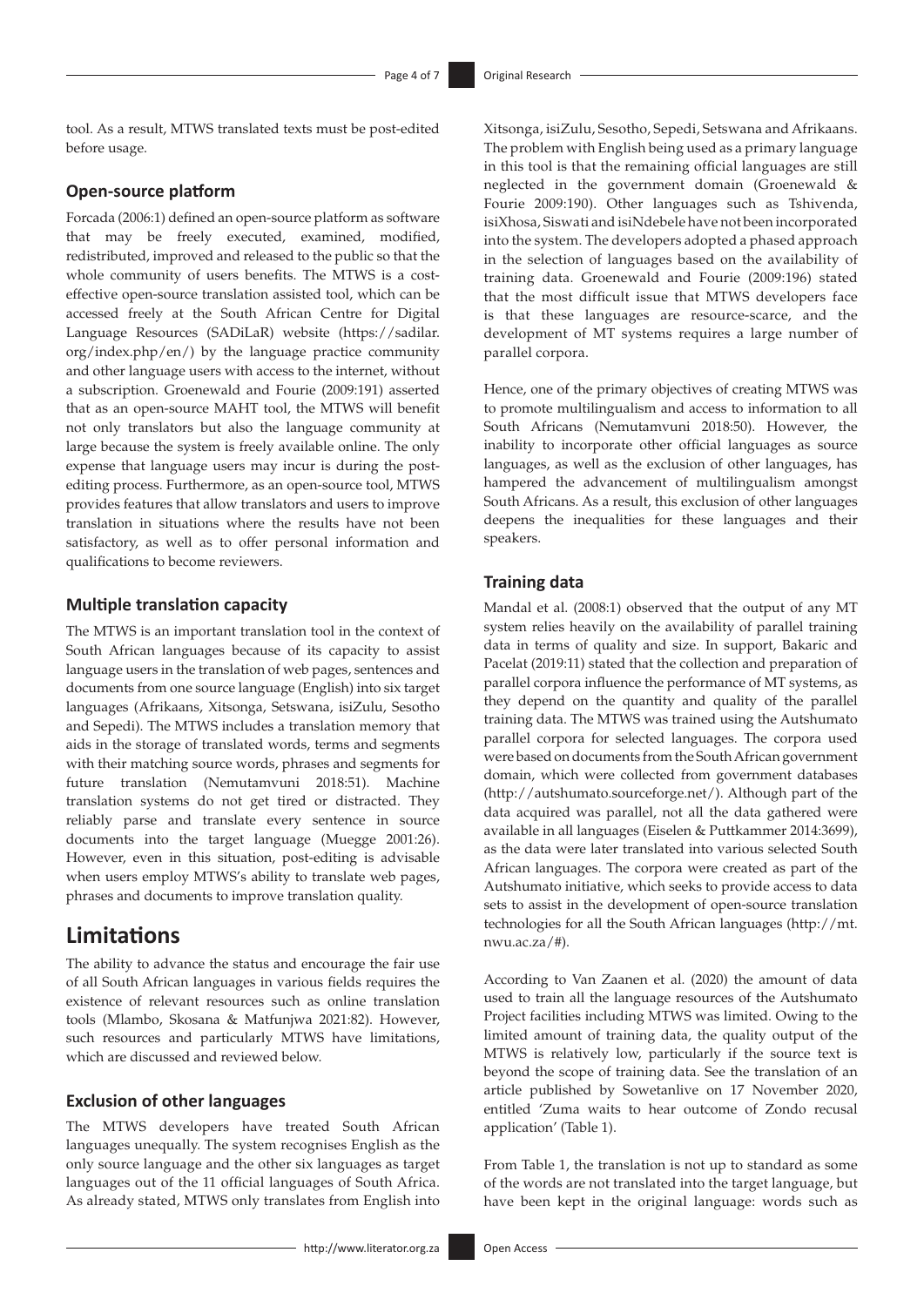tool. As a result, MTWS translated texts must be post-edited before usage.

### Open-source platform

Forcada (2006:1) defined an open-source platform as software that may be freely executed, examined, modified, redistributed, improved and released to the public so that the whole community of users benefits. The MTWS is a cost-effective open-source translation assisted tool, which can be accessed freely at the South African Centre for Digital Language Resources (SADiLaR) website (https://sadilar.org/index.php/en/) by the language practice community and other language users with access to the internet, without a subscription. Groenewald and Fourie (2009:191) asserted that as an open-source MAHT tool, the MTWS will benefit not only translators but also the language community at large because the system is freely available online. The only expense that language users may incur is during the post-editing process. Furthermore, as an open-source tool, MTWS provides features that allow translators and users to improve translation in situations where the results have not been satisfactory, as well as to offer personal information and qualifications to become reviewers.

### Multiple translation capacity

The MTWS is an important translation tool in the context of South African languages because of its capacity to assist language users in the translation of web pages, sentences and documents from one source language (English) into six target languages (Afrikaans, Xitsonga, Setswana, isiZulu, Sesotho and Sepedi). The MTWS includes a translation memory that aids in the storage of translated words, terms and segments with their matching source words, phrases and segments for future translation (Nemutamvuni 2018:51). Machine translation systems do not get tired or distracted. They reliably parse and translate every sentence in source documents into the target language (Muegge 2001:26). However, even in this situation, post-editing is advisable when users employ MTWS's ability to translate web pages, phrases and documents to improve translation quality.

## Limitations

The ability to advance the status and encourage the fair use of all South African languages in various fields requires the existence of relevant resources such as online translation tools (Mlambo, Skosana & Matfunjwa 2021:82). However, such resources and particularly MTWS have limitations, which are discussed and reviewed below.

### Exclusion of other languages

The MTWS developers have treated South African languages unequally. The system recognises English as the only source language and the other six languages as target languages out of the 11 official languages of South Africa. As already stated, MTWS only translates from English into Xitsonga, isiZulu, Sesotho, Sepedi, Setswana and Afrikaans. The problem with English being used as a primary language in this tool is that the remaining official languages are still neglected in the government domain (Groenewald & Fourie 2009:190). Other languages such as Tshivenda, isiXhosa, Siswati and isiNdebele have not been incorporated into the system. The developers adopted a phased approach in the selection of languages based on the availability of training data. Groenewald and Fourie (2009:196) stated that the most difficult issue that MTWS developers face is that these languages are resource-scarce, and the development of MT systems requires a large number of parallel corpora.

Hence, one of the primary objectives of creating MTWS was to promote multilingualism and access to information to all South Africans (Nemutamvuni 2018:50). However, the inability to incorporate other official languages as source languages, as well as the exclusion of other languages, has hampered the advancement of multilingualism amongst South Africans. As a result, this exclusion of other languages deepens the inequalities for these languages and their speakers.

### Training data

Mandal et al. (2008:1) observed that the output of any MT system relies heavily on the availability of parallel training data in terms of quality and size. In support, Bakaric and Pacelat (2019:11) stated that the collection and preparation of parallel corpora influence the performance of MT systems, as they depend on the quantity and quality of the parallel training data. The MTWS was trained using the Autshumato parallel corpora for selected languages. The corpora used were based on documents from the South African government domain, which were collected from government databases (http://autshumato.sourceforge.net/). Although part of the data acquired was parallel, not all the data gathered were available in all languages (Eiselen & Puttkammer 2014:3699), as the data were later translated into various selected South African languages. The corpora were created as part of the Autshumato initiative, which seeks to provide access to data sets to assist in the development of open-source translation technologies for all the South African languages (http://mt.nwu.ac.za/#).

According to Van Zaanen et al. (2020) the amount of data used to train all the language resources of the Autshumato Project facilities including MTWS was limited. Owing to the limited amount of training data, the quality output of the MTWS is relatively low, particularly if the source text is beyond the scope of training data. See the translation of an article published by Sowetanlive on 17 November 2020, entitled 'Zuma waits to hear outcome of Zondo recusal application' (Table 1).

From Table 1, the translation is not up to standard as some of the words are not translated into the target language, but have been kept in the original language: words such as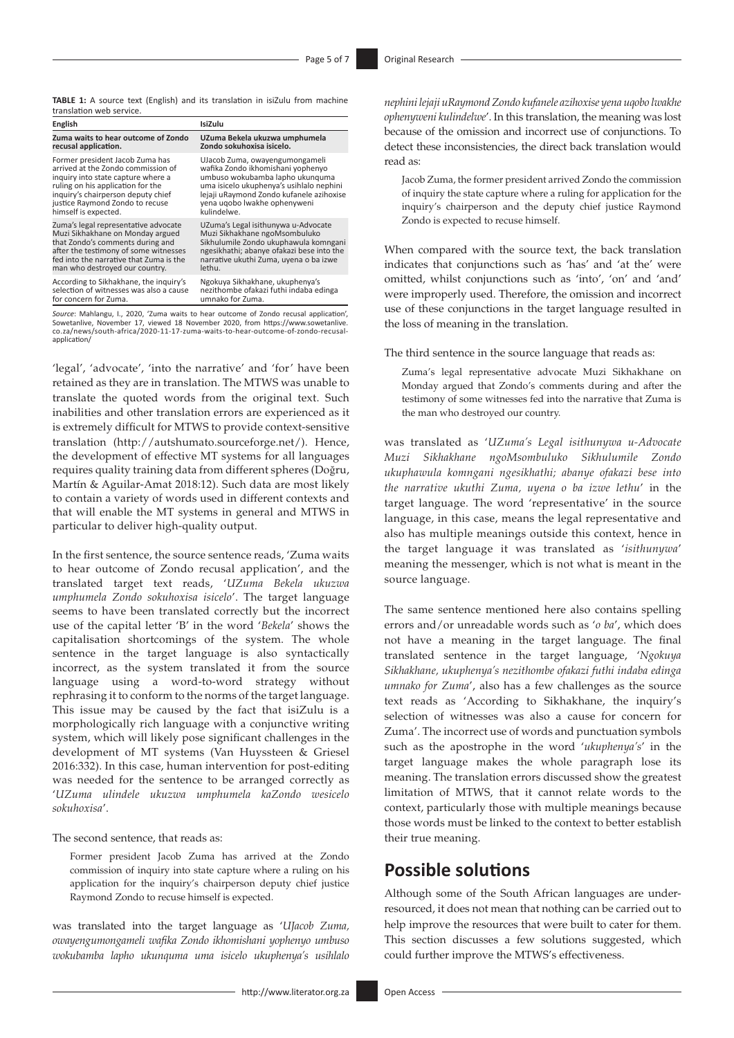**TABLE 1:** A source text (English) and its translation in isiZulu from machine translation web service.

| English | IsiZulu |
|---|---|
| **Zuma waits to hear outcome of Zondo recusal application.** | **UZuma Bekela ukuzwa umphumela Zondo sokuhoxisa isicelo.** |
| Former president Jacob Zuma has arrived at the Zondo commission of inquiry into state capture where a ruling on his application for the inquiry's chairperson deputy chief justice Raymond Zondo to recuse himself is expected. | UJacob Zuma, owayengumongameli wafika Zondo ikhomishani yophenyo umbuso wokubamba lapho ukunquma uma isicelo ukuphenya's usihlalo nephini lejaji uRaymond Zondo kufanele azihoxise yena uqobo lwakhe ophenyweni kulindelwe. |
| Zuma's legal representative advocate Muzi Sikhakhane on Monday argued that Zondo's comments during and after the testimony of some witnesses fed into the narrative that Zuma is the man who destroyed our country. | UZuma's Legal isithunywa u-Advocate Muzi Sikhakhane ngoMsombuluko Sikhulumile Zondo ukuphawula komngani ngesikhathi; abanye ofakazi bese into the narrative ukuthi Zuma, uyena o ba izwe lethu. |
| According to Sikhakhane, the inquiry's selection of witnesses was also a cause for concern for Zuma. | Ngokuya Sikhakhane, ukuphenya's nezithombe ofakazi futhi indaba edinga umnako for Zuma. |

*Source*: Mahlangu, I., 2020, 'Zuma waits to hear outcome of Zondo recusal application', Sowetanlive, November 17, viewed 18 November 2020, from https://www.sowetanlive.co.za/news/south-africa/2020-11-17-zuma-waits-to-hear-outcome-of-zondo-recusal-application/

'legal', 'advocate', 'into the narrative' and 'for' have been retained as they are in translation. The MTWS was unable to translate the quoted words from the original text. Such inabilities and other translation errors are experienced as it is extremely difficult for MTWS to provide context-sensitive translation (http://autshumato.sourceforge.net/). Hence, the development of effective MT systems for all languages requires quality training data from different spheres (Doğru, Martín & Aguilar-Amat 2018:12). Such data are most likely to contain a variety of words used in different contexts and that will enable the MT systems in general and MTWS in particular to deliver high-quality output.

In the first sentence, the source sentence reads, 'Zuma waits to hear outcome of Zondo recusal application', and the translated target text reads, '*UZuma Bekela ukuzwa umphumela Zondo sokuhoxisa isicelo*'. The target language seems to have been translated correctly but the incorrect use of the capital letter 'B' in the word '*Bekela*' shows the capitalisation shortcomings of the system. The whole sentence in the target language is also syntactically incorrect, as the system translated it from the source language using a word-to-word strategy without rephrasing it to conform to the norms of the target language. This issue may be caused by the fact that isiZulu is a morphologically rich language with a conjunctive writing system, which will likely pose significant challenges in the development of MT systems (Van Huyssteen & Griesel 2016:332). In this case, human intervention for post-editing was needed for the sentence to be arranged correctly as '*UZuma ulindele ukuzwa umphumela kaZondo wesicelo sokuhoxisa*'.

The second sentence, that reads as:

> Former president Jacob Zuma has arrived at the Zondo commission of inquiry into state capture where a ruling on his application for the inquiry's chairperson deputy chief justice Raymond Zondo to recuse himself is expected.

was translated into the target language as '*UJacob Zuma, owayengumongameli wafika Zondo ikhomishani yophenyo umbuso wokubamba lapho ukunquma uma isicelo ukuphenya's usihlalo nephini lejaji uRaymond Zondo kufanele azihoxise yena uqobo lwakhe ophenyweni kulindelwe*'. In this translation, the meaning was lost because of the omission and incorrect use of conjunctions. To detect these inconsistencies, the direct back translation would read as:

> Jacob Zuma, the former president arrived Zondo the commission of inquiry the state capture where a ruling for application for the inquiry's chairperson and the deputy chief justice Raymond Zondo is expected to recuse himself.

When compared with the source text, the back translation indicates that conjunctions such as 'has' and 'at the' were omitted, whilst conjunctions such as 'into', 'on' and 'and' were improperly used. Therefore, the omission and incorrect use of these conjunctions in the target language resulted in the loss of meaning in the translation.

The third sentence in the source language that reads as:

> Zuma's legal representative advocate Muzi Sikhakhane on Monday argued that Zondo's comments during and after the testimony of some witnesses fed into the narrative that Zuma is the man who destroyed our country.

was translated as '*UZuma's Legal isithunywa u-Advocate Muzi Sikhakhane ngoMsombuluko Sikhulumile Zondo ukuphawula komngani ngesikhathi; abanye ofakazi bese into the narrative ukuthi Zuma, uyena o ba izwe lethu*' in the target language. The word 'representative' in the source language, in this case, means the legal representative and also has multiple meanings outside this context, hence in the target language it was translated as '*isithunywa*' meaning the messenger, which is not what is meant in the source language.

The same sentence mentioned here also contains spelling errors and/or unreadable words such as '*o ba*', which does not have a meaning in the target language. The final translated sentence in the target language, '*Ngokuya Sikhakhane, ukuphenya's nezithombe ofakazi futhi indaba edinga umnako for Zuma*', also has a few challenges as the source text reads as 'According to Sikhakhane, the inquiry's selection of witnesses was also a cause for concern for Zuma'. The incorrect use of words and punctuation symbols such as the apostrophe in the word '*ukuphenya's*' in the target language makes the whole paragraph lose its meaning. The translation errors discussed show the greatest limitation of MTWS, that it cannot relate words to the context, particularly those with multiple meanings because those words must be linked to the context to better establish their true meaning.

## Possible solutions

Although some of the South African languages are under-resourced, it does not mean that nothing can be carried out to help improve the resources that were built to cater for them. This section discusses a few solutions suggested, which could further improve the MTWS's effectiveness.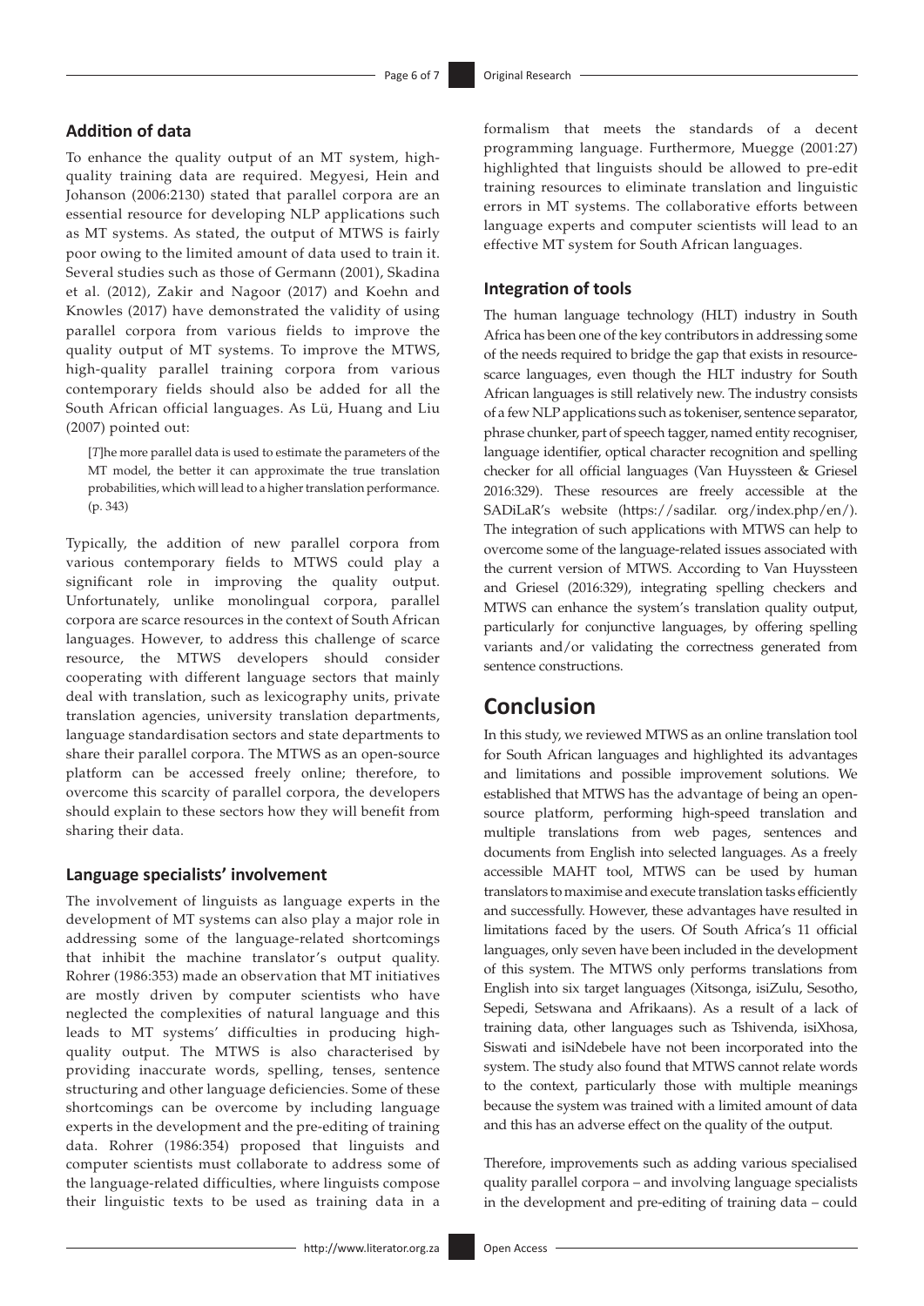### Addition of data

To enhance the quality output of an MT system, high-quality training data are required. Megyesi, Hein and Johanson (2006:2130) stated that parallel corpora are an essential resource for developing NLP applications such as MT systems. As stated, the output of MTWS is fairly poor owing to the limited amount of data used to train it. Several studies such as those of Germann (2001), Skadina et al. (2012), Zakir and Nagoor (2017) and Koehn and Knowles (2017) have demonstrated the validity of using parallel corpora from various fields to improve the quality output of MT systems. To improve the MTWS, high-quality parallel training corpora from various contemporary fields should also be added for all the South African official languages. As Lü, Huang and Liu (2007) pointed out:

> [*T*]he more parallel data is used to estimate the parameters of the MT model, the better it can approximate the true translation probabilities, which will lead to a higher translation performance. (p. 343)

Typically, the addition of new parallel corpora from various contemporary fields to MTWS could play a significant role in improving the quality output. Unfortunately, unlike monolingual corpora, parallel corpora are scarce resources in the context of South African languages. However, to address this challenge of scarce resource, the MTWS developers should consider cooperating with different language sectors that mainly deal with translation, such as lexicography units, private translation agencies, university translation departments, language standardisation sectors and state departments to share their parallel corpora. The MTWS as an open-source platform can be accessed freely online; therefore, to overcome this scarcity of parallel corpora, the developers should explain to these sectors how they will benefit from sharing their data.

### Language specialists' involvement

The involvement of linguists as language experts in the development of MT systems can also play a major role in addressing some of the language-related shortcomings that inhibit the machine translator's output quality. Rohrer (1986:353) made an observation that MT initiatives are mostly driven by computer scientists who have neglected the complexities of natural language and this leads to MT systems' difficulties in producing high-quality output. The MTWS is also characterised by providing inaccurate words, spelling, tenses, sentence structuring and other language deficiencies. Some of these shortcomings can be overcome by including language experts in the development and the pre-editing of training data. Rohrer (1986:354) proposed that linguists and computer scientists must collaborate to address some of the language-related difficulties, where linguists compose their linguistic texts to be used as training data in a formalism that meets the standards of a decent programming language. Furthermore, Muegge (2001:27) highlighted that linguists should be allowed to pre-edit training resources to eliminate translation and linguistic errors in MT systems. The collaborative efforts between language experts and computer scientists will lead to an effective MT system for South African languages.

### Integration of tools

The human language technology (HLT) industry in South Africa has been one of the key contributors in addressing some of the needs required to bridge the gap that exists in resource-scarce languages, even though the HLT industry for South African languages is still relatively new. The industry consists of a few NLP applications such as tokeniser, sentence separator, phrase chunker, part of speech tagger, named entity recogniser, language identifier, optical character recognition and spelling checker for all official languages (Van Huyssteen & Griesel 2016:329). These resources are freely accessible at the SADiLaR's website (https://sadilar. org/index.php/en/). The integration of such applications with MTWS can help to overcome some of the language-related issues associated with the current version of MTWS. According to Van Huyssteen and Griesel (2016:329), integrating spelling checkers and MTWS can enhance the system's translation quality output, particularly for conjunctive languages, by offering spelling variants and/or validating the correctness generated from sentence constructions.

## Conclusion

In this study, we reviewed MTWS as an online translation tool for South African languages and highlighted its advantages and limitations and possible improvement solutions. We established that MTWS has the advantage of being an open-source platform, performing high-speed translation and multiple translations from web pages, sentences and documents from English into selected languages. As a freely accessible MAHT tool, MTWS can be used by human translators to maximise and execute translation tasks efficiently and successfully. However, these advantages have resulted in limitations faced by the users. Of South Africa's 11 official languages, only seven have been included in the development of this system. The MTWS only performs translations from English into six target languages (Xitsonga, isiZulu, Sesotho, Sepedi, Setswana and Afrikaans). As a result of a lack of training data, other languages such as Tshivenda, isiXhosa, Siswati and isiNdebele have not been incorporated into the system. The study also found that MTWS cannot relate words to the context, particularly those with multiple meanings because the system was trained with a limited amount of data and this has an adverse effect on the quality of the output.

Therefore, improvements such as adding various specialised quality parallel corpora – and involving language specialists in the development and pre-editing of training data – could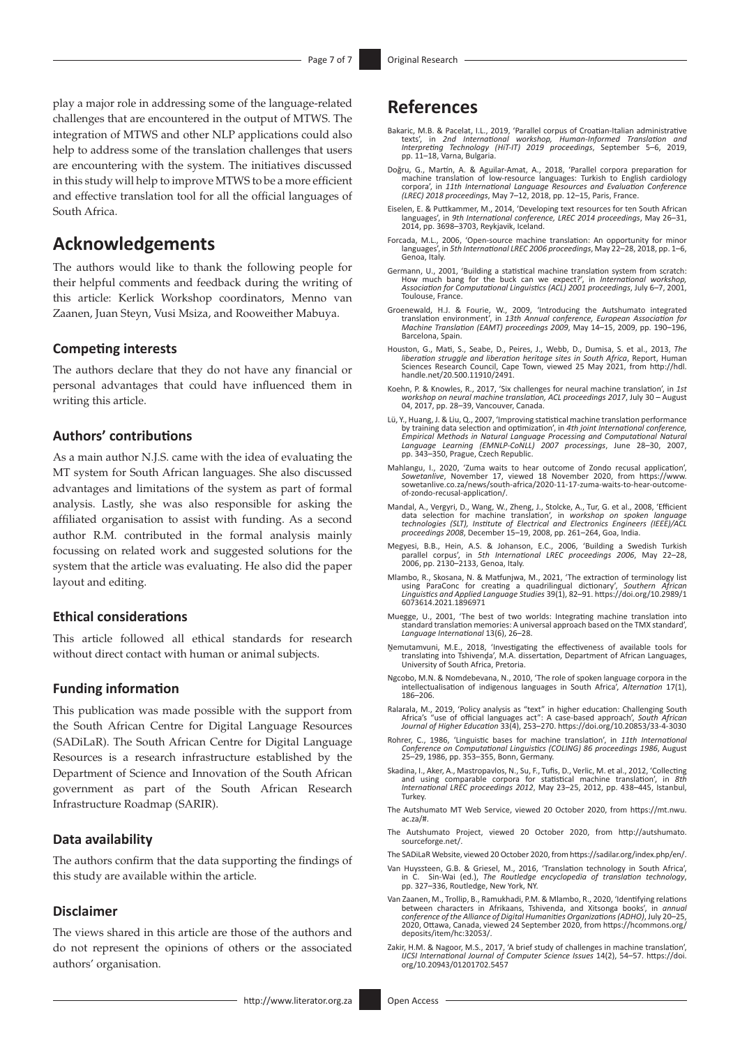play a major role in addressing some of the language-related challenges that are encountered in the output of MTWS. The integration of MTWS and other NLP applications could also help to address some of the translation challenges that users are encountering with the system. The initiatives discussed in this study will help to improve MTWS to be a more efficient and effective translation tool for all the official languages of South Africa.

## Acknowledgements

The authors would like to thank the following people for their helpful comments and feedback during the writing of this article: Kerlick Workshop coordinators, Menno van Zaanen, Juan Steyn, Vusi Msiza, and Rooweither Mabuya.

### Competing interests

The authors declare that they do not have any financial or personal advantages that could have influenced them in writing this article.

### Authors' contributions

As a main author N.J.S. came with the idea of evaluating the MT system for South African languages. She also discussed advantages and limitations of the system as part of formal analysis. Lastly, she was also responsible for asking the affiliated organisation to assist with funding. As a second author R.M. contributed in the formal analysis mainly focussing on related work and suggested solutions for the system that the article was evaluating. He also did the paper layout and editing.

### Ethical considerations

This article followed all ethical standards for research without direct contact with human or animal subjects.

### Funding information

This publication was made possible with the support from the South African Centre for Digital Language Resources (SADiLaR). The South African Centre for Digital Language Resources is a research infrastructure established by the Department of Science and Innovation of the South African government as part of the South African Research Infrastructure Roadmap (SARIR).

### Data availability

The authors confirm that the data supporting the findings of this study are available within the article.

### Disclaimer

The views shared in this article are those of the authors and do not represent the opinions of others or the associated authors' organisation.

## References

Bakaric, M.B. & Pacelat, I.L., 2019, 'Parallel corpus of Croatian-Italian administrative texts', in *2nd International workshop, Human-Informed Translation and Interpreting Technology (HiT-IT) 2019 proceedings*, September 5–6, 2019, pp. 11–18, Varna, Bulgaria.

Doğru, G., Martín, A. & Aguilar-Amat, A., 2018, 'Parallel corpora preparation for machine translation of low-resource languages: Turkish to English cardiology corpora', in *11th International Language Resources and Evaluation Conference (LREC) 2018 proceedings*, May 7–12, 2018, pp. 12–15, Paris, France.

Eiselen, E. & Puttkammer, M., 2014, 'Developing text resources for ten South African languages', in *9th International conference, LREC 2014 proceedings*, May 26–31, 2014, pp. 3698–3703, Reykjavik, Iceland.

Forcada, M.L., 2006, 'Open-source machine translation: An opportunity for minor languages', in *5th International LREC 2006 proceedings*, May 22–28, 2018, pp. 1–6, Genoa, Italy.

Germann, U., 2001, 'Building a statistical machine translation system from scratch: How much bang for the buck can we expect?', in *International workshop, Association for Computational Linguistics (ACL) 2001 proceedings*, July 6–7, 2001, Toulouse, France.

Groenewald, H.J. & Fourie, W., 2009, 'Introducing the Autshumato integrated translation environment', in *13th Annual conference, European Association for Machine Translation (EAMT) proceedings 2009*, May 14–15, 2009, pp. 190–196, Barcelona, Spain.

Houston, G., Mati, S., Seabe, D., Peires, J., Webb, D., Dumisa, S. et al., 2013, *The liberation struggle and liberation heritage sites in South Africa*, Report, Human Sciences Research Council, Cape Town, viewed 25 May 2021, from http://hdl.handle.net/20.500.11910/2491.

Koehn, P. & Knowles, R., 2017, 'Six challenges for neural machine translation', in *1st workshop on neural machine translation, ACL proceedings 2017*, July 30 – August 04, 2017, pp. 28–39, Vancouver, Canada.

Lü, Y., Huang, J. & Liu, Q., 2007, 'Improving statistical machine translation performance by training data selection and optimization', in *4th joint International conference, Empirical Methods in Natural Language Processing and Computational Natural Language Learning (EMNLP-CoNLL) 2007 processings*, June 28–30, 2007, pp. 343–350, Prague, Czech Republic.

Mahlangu, I., 2020, 'Zuma waits to hear outcome of Zondo recusal application', *Sowetanlive*, November 17, viewed 18 November 2020, from https://www.sowetanlive.co.za/news/south-africa/2020-11-17-zuma-waits-to-hear-outcome-of-zondo-recusal-application/.

Mandal, A., Vergyri, D., Wang, W., Zheng, J., Stolcke, A., Tur, G. et al., 2008, 'Efficient data selection for machine translation', in *workshop on spoken language technologies (SLT), Institute of Electrical and Electronics Engineers (IEEE)/ACL proceedings 2008*, December 15–19, 2008, pp. 261–264, Goa, India.

Megyesi, B.B., Hein, A.S. & Johanson, E.C., 2006, 'Building a Swedish Turkish parallel corpus', in *5th International LREC proceedings 2006*, May 22–28, 2006, pp. 2130–2133, Genoa, Italy.

Mlambo, R., Skosana, N. & Matfunjwa, M., 2021, 'The extraction of terminology list using ParaConc for creating a quadrilingual dictionary', *Southern African Linguistics and Applied Language Studies* 39(1), 82–91. https://doi.org/10.2989/16073614.2021.1896971

Muegge, U., 2001, 'The best of two worlds: Integrating machine translation into standard translation memories: A universal approach based on the TMX standard', *Language International* 13(6), 26–28.

Ṋemutamvuni, M.E., 2018, 'Investigating the effectiveness of available tools for translating into Tshiveṇḓa', M.A. dissertation, Department of African Languages, University of South Africa, Pretoria.

Ngcobo, M.N. & Nomdebevana, N., 2010, 'The role of spoken language corpora in the intellectualisation of indigenous languages in South Africa', *Alternation* 17(1), 186–206.

Ralarala, M., 2019, 'Policy analysis as "text" in higher education: Challenging South Africa's "use of official languages act": A case-based approach', *South African Journal of Higher Education* 33(4), 253–270. https://doi.org/10.20853/33-4-3030

Rohrer, C., 1986, 'Linguistic bases for machine translation', in *11th International Conference on Computational Linguistics (COLING) 86 proceedings 1986*, August 25–29, 1986, pp. 353–355, Bonn, Germany.

Skadina, I., Aker, A., Mastropavlos, N., Su, F., Tufis, D., Verlic, M. et al., 2012, 'Collecting and using comparable corpora for statistical machine translation', in *8th International LREC proceedings 2012*, May 23–25, 2012, pp. 438–445, Istanbul, Turkey.

The Autshumato MT Web Service, viewed 20 October 2020, from https://mt.nwu.ac.za/#.

The Autshumato Project, viewed 20 October 2020, from http://autshumato.sourceforge.net/.

The SADiLaR Website, viewed 20 October 2020, from https://sadilar.org/index.php/en/.

Van Huyssteen, G.B. & Griesel, M., 2016, 'Translation technology in South Africa', in C. Sin-Wai (ed.), *The Routledge encyclopedia of translation technology*, pp. 327–336, Routledge, New York, NY.

Van Zaanen, M., Trollip, B., Ramukhadi, P.M. & Mlambo, R., 2020, 'Identifying relations between characters in Afrikaans, Tshivenda, and Xitsonga books', in *annual conference of the Alliance of Digital Humanities Organizations (ADHO)*, July 20–25, 2020, Ottawa, Canada, viewed 24 September 2020, from https://hcommons.org/deposits/item/hc:32053/.

Zakir, H.M. & Nagoor, M.S., 2017, 'A brief study of challenges in machine translation', *IJCSI International Journal of Computer Science Issues* 14(2), 54–57. https://doi.org/10.20943/01201702.5457